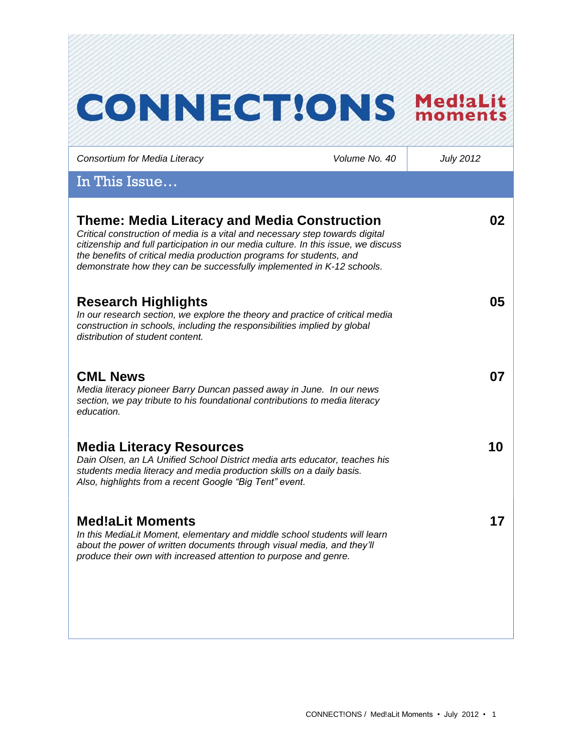# CONNECT!ONS Med!aLit moments

*Consortium for Media Literacy* | *Volume No. 40* | *July 2012*

## In This Issue…

### Theme: Media Literacy and Media Construction — 02

*Critical construction of media is a vital and necessary step towards digital citizenship and full participation in our media culture. In this issue, we discuss the benefits of critical media production programs for students, and demonstrate how they can be successfully implemented in K-12 schools.*

### Research Highlights — 05

*In our research section, we explore the theory and practice of critical media construction in schools, including the responsibilities implied by global distribution of student content.*

### CML News — 07

*Media literacy pioneer Barry Duncan passed away in June. In our news section, we pay tribute to his foundational contributions to media literacy education.*

### Media Literacy Resources — 10

*Dain Olsen, an LA Unified School District media arts educator, teaches his students media literacy and media production skills on a daily basis. Also, highlights from a recent Google "Big Tent" event.*

### Med!aLit Moments — 17

*In this MediaLit Moment, elementary and middle school students will learn about the power of written documents through visual media, and they'll produce their own with increased attention to purpose and genre.*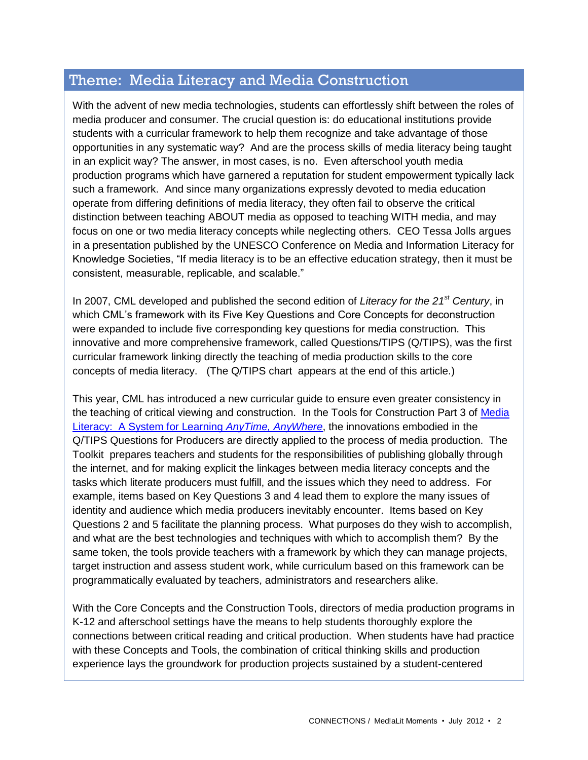## Theme: Media Literacy and Media Construction

With the advent of new media technologies, students can effortlessly shift between the roles of media producer and consumer. The crucial question is: do educational institutions provide students with a curricular framework to help them recognize and take advantage of those opportunities in any systematic way? And are the process skills of media literacy being taught in an explicit way? The answer, in most cases, is no. Even afterschool youth media production programs which have garnered a reputation for student empowerment typically lack such a framework. And since many organizations expressly devoted to media education operate from differing definitions of media literacy, they often fail to observe the critical distinction between teaching ABOUT media as opposed to teaching WITH media, and may focus on one or two media literacy concepts while neglecting others. CEO Tessa Jolls argues in a presentation published by the UNESCO Conference on Media and Information Literacy for Knowledge Societies, "If media literacy is to be an effective education strategy, then it must be consistent, measurable, replicable, and scalable."

In 2007, CML developed and published the second edition of *Literacy for the 21st Century*, in which CML's framework with its Five Key Questions and Core Concepts for deconstruction were expanded to include five corresponding key questions for media construction. This innovative and more comprehensive framework, called Questions/TIPS (Q/TIPS), was the first curricular framework linking directly the teaching of media production skills to the core concepts of media literacy. (The Q/TIPS chart appears at the end of this article.)

This year, CML has introduced a new curricular guide to ensure even greater consistency in the teaching of critical viewing and construction. In the Tools for Construction Part 3 of [Media Literacy: A System for Learning *AnyTime, AnyWhere*](), the innovations embodied in the Q/TIPS Questions for Producers are directly applied to the process of media production. The Toolkit prepares teachers and students for the responsibilities of publishing globally through the internet, and for making explicit the linkages between media literacy concepts and the tasks which literate producers must fulfill, and the issues which they need to address. For example, items based on Key Questions 3 and 4 lead them to explore the many issues of identity and audience which media producers inevitably encounter. Items based on Key Questions 2 and 5 facilitate the planning process. What purposes do they wish to accomplish, and what are the best technologies and techniques with which to accomplish them? By the same token, the tools provide teachers with a framework by which they can manage projects, target instruction and assess student work, while curriculum based on this framework can be programmatically evaluated by teachers, administrators and researchers alike.

With the Core Concepts and the Construction Tools, directors of media production programs in K-12 and afterschool settings have the means to help students thoroughly explore the connections between critical reading and critical production. When students have had practice with these Concepts and Tools, the combination of critical thinking skills and production experience lays the groundwork for production projects sustained by a student-centered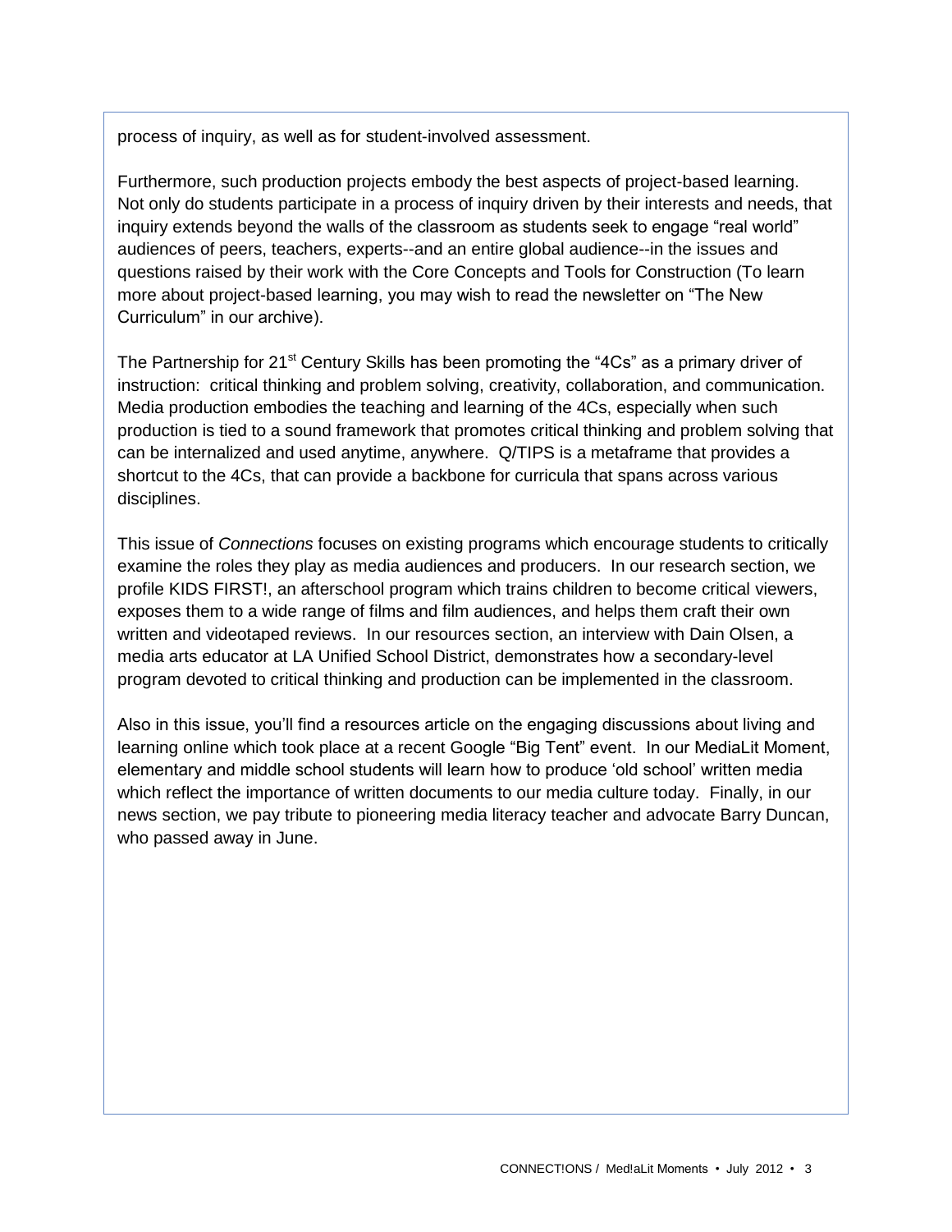process of inquiry, as well as for student-involved assessment.

Furthermore, such production projects embody the best aspects of project-based learning. Not only do students participate in a process of inquiry driven by their interests and needs, that inquiry extends beyond the walls of the classroom as students seek to engage "real world" audiences of peers, teachers, experts--and an entire global audience--in the issues and questions raised by their work with the Core Concepts and Tools for Construction (To learn more about project-based learning, you may wish to read the newsletter on "The New Curriculum" in our archive).

The Partnership for 21st Century Skills has been promoting the "4Cs" as a primary driver of instruction: critical thinking and problem solving, creativity, collaboration, and communication. Media production embodies the teaching and learning of the 4Cs, especially when such production is tied to a sound framework that promotes critical thinking and problem solving that can be internalized and used anytime, anywhere. Q/TIPS is a metaframe that provides a shortcut to the 4Cs, that can provide a backbone for curricula that spans across various disciplines.

This issue of *Connections* focuses on existing programs which encourage students to critically examine the roles they play as media audiences and producers. In our research section, we profile KIDS FIRST!, an afterschool program which trains children to become critical viewers, exposes them to a wide range of films and film audiences, and helps them craft their own written and videotaped reviews. In our resources section, an interview with Dain Olsen, a media arts educator at LA Unified School District, demonstrates how a secondary-level program devoted to critical thinking and production can be implemented in the classroom.

Also in this issue, you'll find a resources article on the engaging discussions about living and learning online which took place at a recent Google "Big Tent" event. In our MediaLit Moment, elementary and middle school students will learn how to produce 'old school' written media which reflect the importance of written documents to our media culture today. Finally, in our news section, we pay tribute to pioneering media literacy teacher and advocate Barry Duncan, who passed away in June.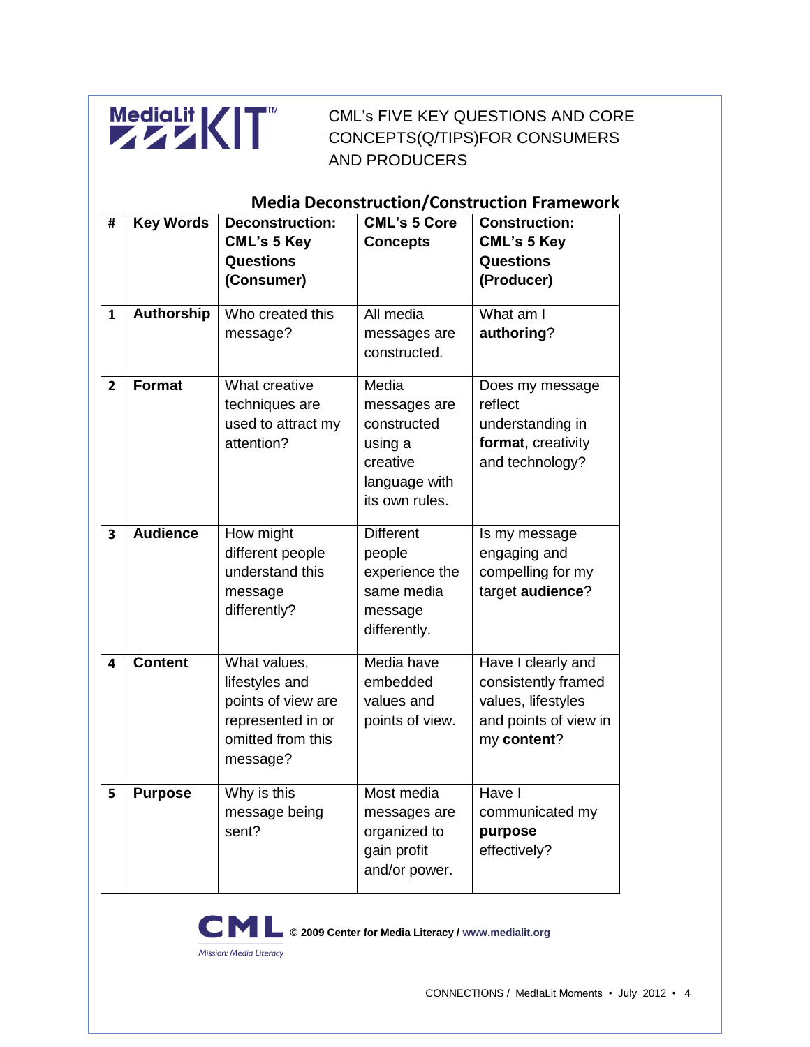MediaLit KIT™

CML's FIVE KEY QUESTIONS AND CORE CONCEPTS(Q/TIPS)FOR CONSUMERS AND PRODUCERS

## Media Deconstruction/Construction Framework

| # | Key Words | Deconstruction: CML's 5 Key Questions (Consumer) | CML's 5 Core Concepts | Construction: CML's 5 Key Questions (Producer) |
|---|---|---|---|---|
| 1 | **Authorship** | Who created this message? | All media messages are constructed. | What am I **authoring**? |
| 2 | **Format** | What creative techniques are used to attract my attention? | Media messages are constructed using a creative language with its own rules. | Does my message reflect understanding in **format**, creativity and technology? |
| 3 | **Audience** | How might different people understand this message differently? | Different people experience the same media message differently. | Is my message engaging and compelling for my target **audience**? |
| 4 | **Content** | What values, lifestyles and points of view are represented in or omitted from this message? | Media have embedded values and points of view. | Have I clearly and consistently framed values, lifestyles and points of view in my **content**? |
| 5 | **Purpose** | Why is this message being sent? | Most media messages are organized to gain profit and/or power. | Have I communicated my **purpose** effectively? |

CML Mission: Media Literacy **© 2009 Center for Media Literacy / www.medialit.org**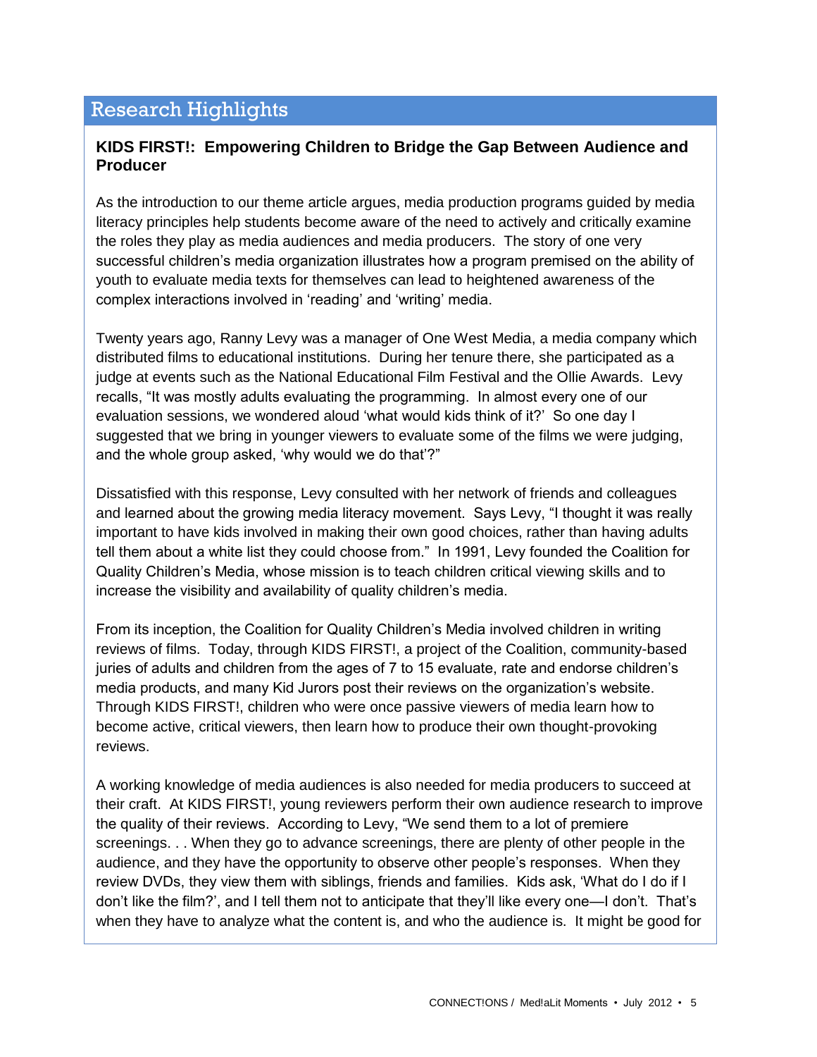## Research Highlights

### KIDS FIRST!: Empowering Children to Bridge the Gap Between Audience and Producer

As the introduction to our theme article argues, media production programs guided by media literacy principles help students become aware of the need to actively and critically examine the roles they play as media audiences and media producers. The story of one very successful children's media organization illustrates how a program premised on the ability of youth to evaluate media texts for themselves can lead to heightened awareness of the complex interactions involved in 'reading' and 'writing' media.

Twenty years ago, Ranny Levy was a manager of One West Media, a media company which distributed films to educational institutions. During her tenure there, she participated as a judge at events such as the National Educational Film Festival and the Ollie Awards. Levy recalls, "It was mostly adults evaluating the programming. In almost every one of our evaluation sessions, we wondered aloud 'what would kids think of it?' So one day I suggested that we bring in younger viewers to evaluate some of the films we were judging, and the whole group asked, 'why would we do that'?"

Dissatisfied with this response, Levy consulted with her network of friends and colleagues and learned about the growing media literacy movement. Says Levy, "I thought it was really important to have kids involved in making their own good choices, rather than having adults tell them about a white list they could choose from." In 1991, Levy founded the Coalition for Quality Children's Media, whose mission is to teach children critical viewing skills and to increase the visibility and availability of quality children's media.

From its inception, the Coalition for Quality Children's Media involved children in writing reviews of films. Today, through KIDS FIRST!, a project of the Coalition, community-based juries of adults and children from the ages of 7 to 15 evaluate, rate and endorse children's media products, and many Kid Jurors post their reviews on the organization's website. Through KIDS FIRST!, children who were once passive viewers of media learn how to become active, critical viewers, then learn how to produce their own thought-provoking reviews.

A working knowledge of media audiences is also needed for media producers to succeed at their craft. At KIDS FIRST!, young reviewers perform their own audience research to improve the quality of their reviews. According to Levy, "We send them to a lot of premiere screenings. . . When they go to advance screenings, there are plenty of other people in the audience, and they have the opportunity to observe other people's responses. When they review DVDs, they view them with siblings, friends and families. Kids ask, 'What do I do if I don't like the film?', and I tell them not to anticipate that they'll like every one—I don't. That's when they have to analyze what the content is, and who the audience is. It might be good for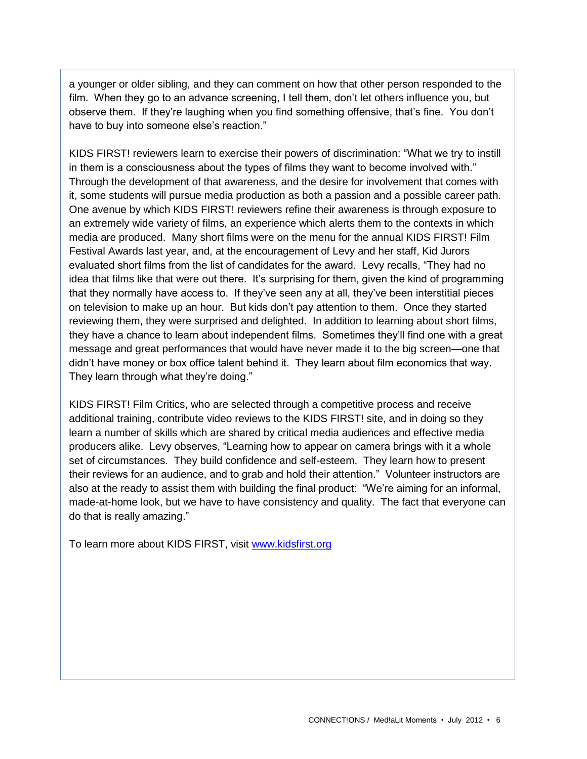a younger or older sibling, and they can comment on how that other person responded to the film. When they go to an advance screening, I tell them, don't let others influence you, but observe them. If they're laughing when you find something offensive, that's fine. You don't have to buy into someone else's reaction."

KIDS FIRST! reviewers learn to exercise their powers of discrimination: "What we try to instill in them is a consciousness about the types of films they want to become involved with." Through the development of that awareness, and the desire for involvement that comes with it, some students will pursue media production as both a passion and a possible career path. One avenue by which KIDS FIRST! reviewers refine their awareness is through exposure to an extremely wide variety of films, an experience which alerts them to the contexts in which media are produced. Many short films were on the menu for the annual KIDS FIRST! Film Festival Awards last year, and, at the encouragement of Levy and her staff, Kid Jurors evaluated short films from the list of candidates for the award. Levy recalls, "They had no idea that films like that were out there. It's surprising for them, given the kind of programming that they normally have access to. If they've seen any at all, they've been interstitial pieces on television to make up an hour. But kids don't pay attention to them. Once they started reviewing them, they were surprised and delighted. In addition to learning about short films, they have a chance to learn about independent films. Sometimes they'll find one with a great message and great performances that would have never made it to the big screen—one that didn't have money or box office talent behind it. They learn about film economics that way. They learn through what they're doing."

KIDS FIRST! Film Critics, who are selected through a competitive process and receive additional training, contribute video reviews to the KIDS FIRST! site, and in doing so they learn a number of skills which are shared by critical media audiences and effective media producers alike. Levy observes, "Learning how to appear on camera brings with it a whole set of circumstances. They build confidence and self-esteem. They learn how to present their reviews for an audience, and to grab and hold their attention." Volunteer instructors are also at the ready to assist them with building the final product: "We're aiming for an informal, made-at-home look, but we have to have consistency and quality. The fact that everyone can do that is really amazing."

To learn more about KIDS FIRST, visit [www.kidsfirst.org](http://www.kidsfirst.org)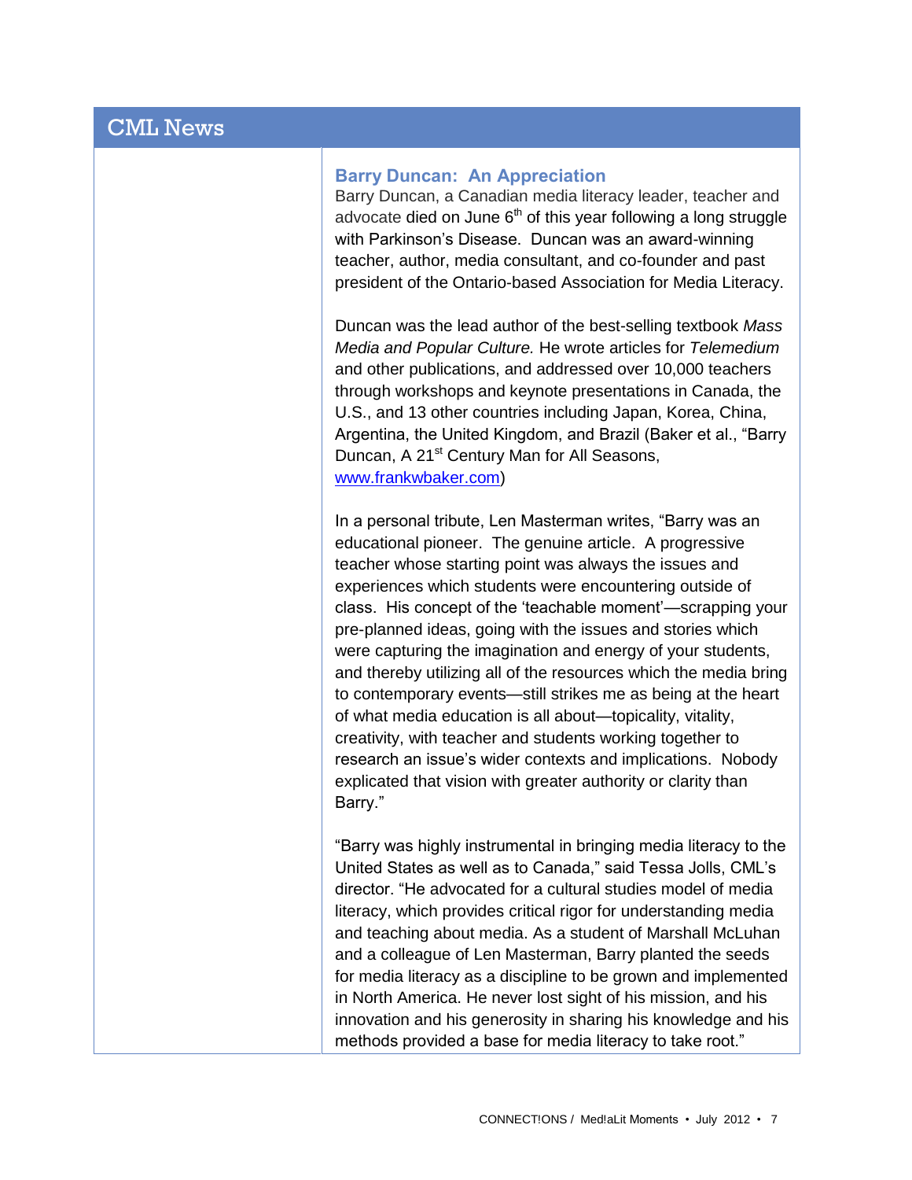## CML News

### Barry Duncan: An Appreciation

Barry Duncan, a Canadian media literacy leader, teacher and advocate died on June 6th of this year following a long struggle with Parkinson's Disease. Duncan was an award-winning teacher, author, media consultant, and co-founder and past president of the Ontario-based Association for Media Literacy.

Duncan was the lead author of the best-selling textbook *Mass Media and Popular Culture.* He wrote articles for *Telemedium* and other publications, and addressed over 10,000 teachers through workshops and keynote presentations in Canada, the U.S., and 13 other countries including Japan, Korea, China, Argentina, the United Kingdom, and Brazil (Baker et al., "Barry Duncan, A 21st Century Man for All Seasons, www.frankwbaker.com)

In a personal tribute, Len Masterman writes, "Barry was an educational pioneer. The genuine article. A progressive teacher whose starting point was always the issues and experiences which students were encountering outside of class. His concept of the 'teachable moment'—scrapping your pre-planned ideas, going with the issues and stories which were capturing the imagination and energy of your students, and thereby utilizing all of the resources which the media bring to contemporary events—still strikes me as being at the heart of what media education is all about—topicality, vitality, creativity, with teacher and students working together to research an issue's wider contexts and implications. Nobody explicated that vision with greater authority or clarity than Barry."

"Barry was highly instrumental in bringing media literacy to the United States as well as to Canada," said Tessa Jolls, CML's director. "He advocated for a cultural studies model of media literacy, which provides critical rigor for understanding media and teaching about media. As a student of Marshall McLuhan and a colleague of Len Masterman, Barry planted the seeds for media literacy as a discipline to be grown and implemented in North America. He never lost sight of his mission, and his innovation and his generosity in sharing his knowledge and his methods provided a base for media literacy to take root."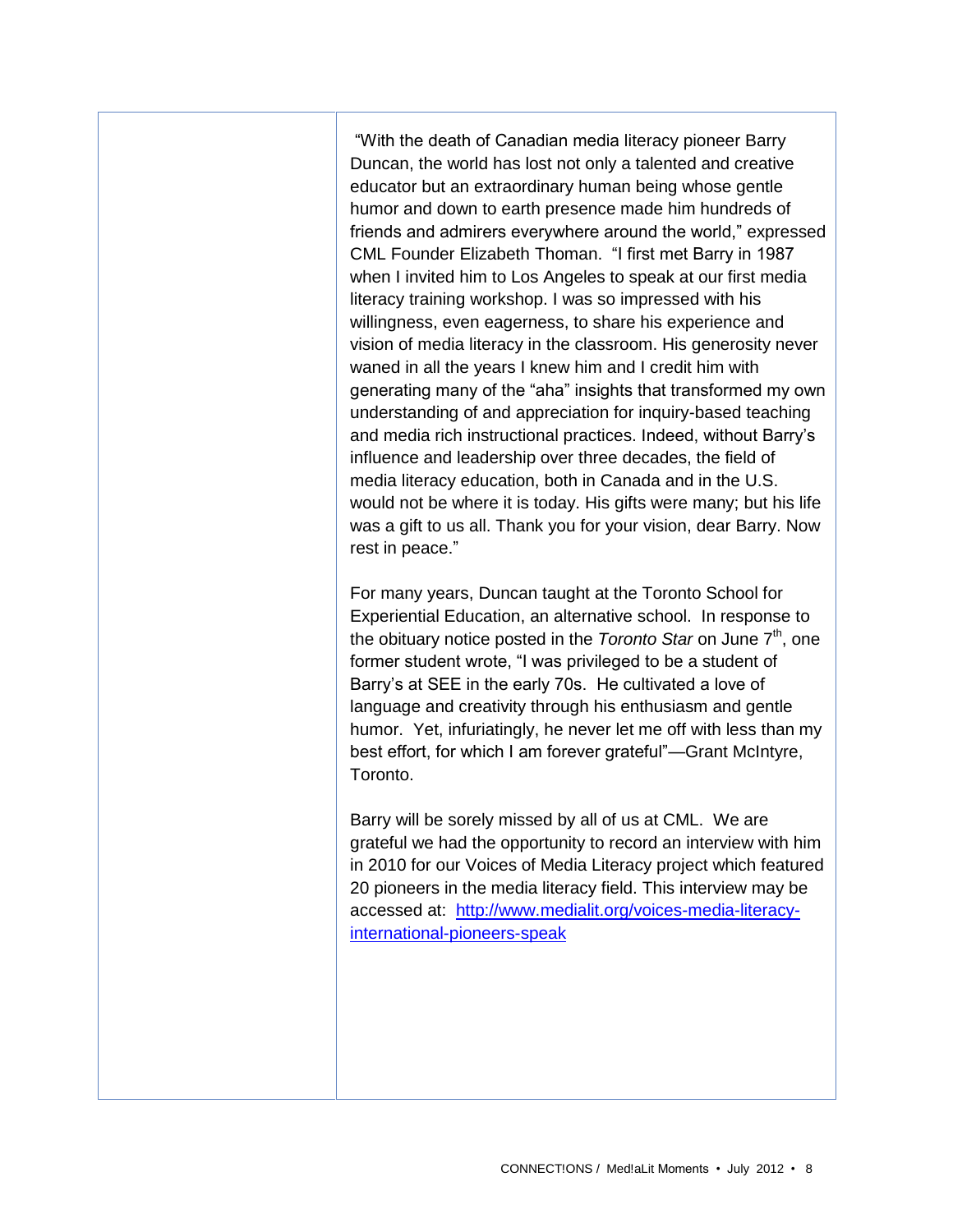"With the death of Canadian media literacy pioneer Barry Duncan, the world has lost not only a talented and creative educator but an extraordinary human being whose gentle humor and down to earth presence made him hundreds of friends and admirers everywhere around the world," expressed CML Founder Elizabeth Thoman. "I first met Barry in 1987 when I invited him to Los Angeles to speak at our first media literacy training workshop. I was so impressed with his willingness, even eagerness, to share his experience and vision of media literacy in the classroom. His generosity never waned in all the years I knew him and I credit him with generating many of the "aha" insights that transformed my own understanding of and appreciation for inquiry-based teaching and media rich instructional practices. Indeed, without Barry's influence and leadership over three decades, the field of media literacy education, both in Canada and in the U.S. would not be where it is today. His gifts were many; but his life was a gift to us all. Thank you for your vision, dear Barry. Now rest in peace."

For many years, Duncan taught at the Toronto School for Experiential Education, an alternative school. In response to the obituary notice posted in the *Toronto Star* on June 7th, one former student wrote, "I was privileged to be a student of Barry's at SEE in the early 70s. He cultivated a love of language and creativity through his enthusiasm and gentle humor. Yet, infuriatingly, he never let me off with less than my best effort, for which I am forever grateful"—Grant McIntyre, Toronto.

Barry will be sorely missed by all of us at CML. We are grateful we had the opportunity to record an interview with him in 2010 for our Voices of Media Literacy project which featured 20 pioneers in the media literacy field. This interview may be accessed at: [http://www.medialit.org/voices-media-literacy-international-pioneers-speak](http://www.medialit.org/voices-media-literacy-international-pioneers-speak)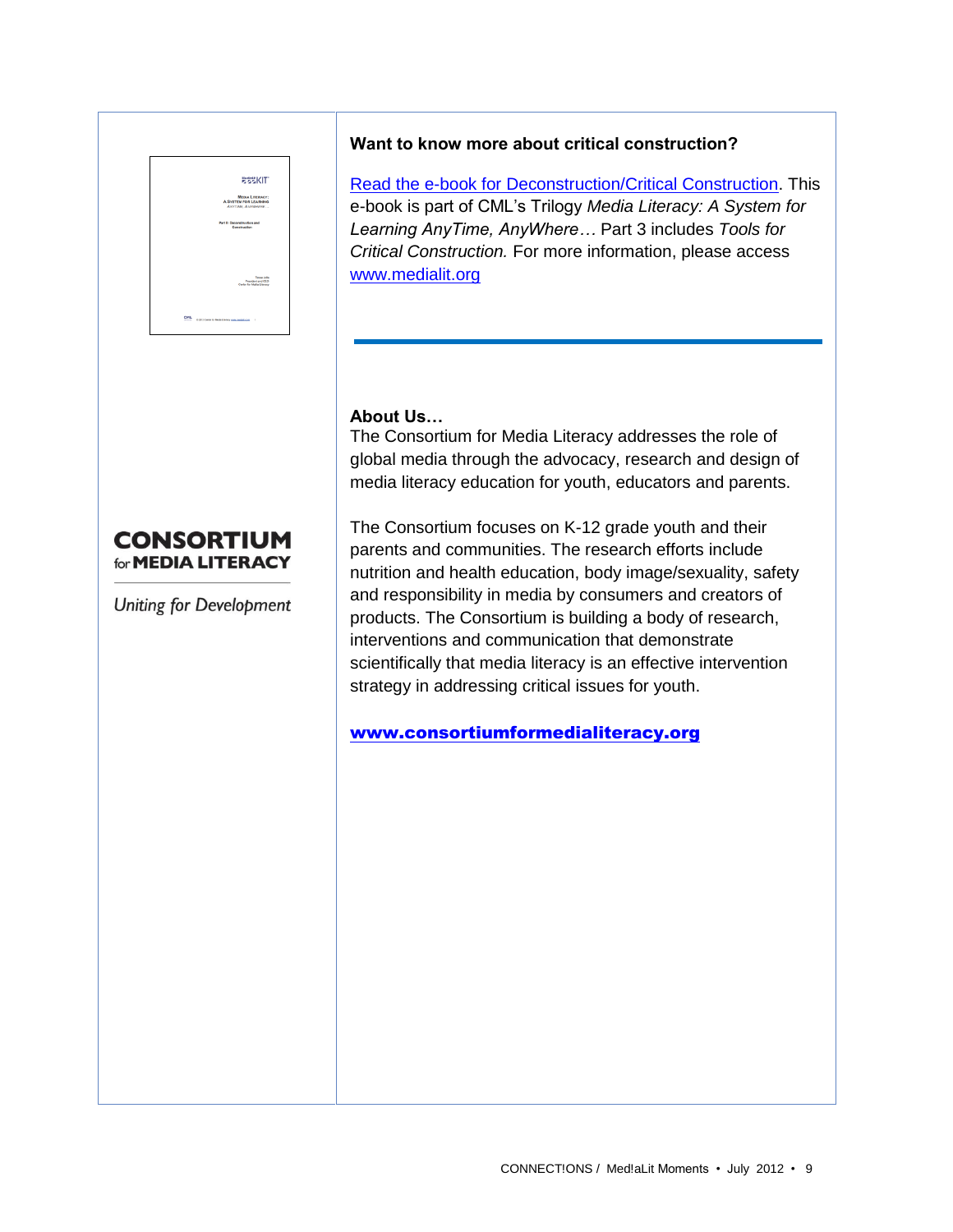**Want to know more about critical construction?**

[Read the e-book for Deconstruction/Critical Construction](). This e-book is part of CML's Trilogy *Media Literacy: A System for Learning AnyTime, AnyWhere…* Part 3 includes *Tools for Critical Construction.* For more information, please access [www.medialit.org]()

---

**About Us…**

The Consortium for Media Literacy addresses the role of global media through the advocacy, research and design of media literacy education for youth, educators and parents.

The Consortium focuses on K-12 grade youth and their parents and communities. The research efforts include nutrition and health education, body image/sexuality, safety and responsibility in media by consumers and creators of products. The Consortium is building a body of research, interventions and communication that demonstrate scientifically that media literacy is an effective intervention strategy in addressing critical issues for youth.

**[www.consortiumformedialiteracy.org]()**

**CONSORTIUM for MEDIA LITERACY**

*Uniting for Development*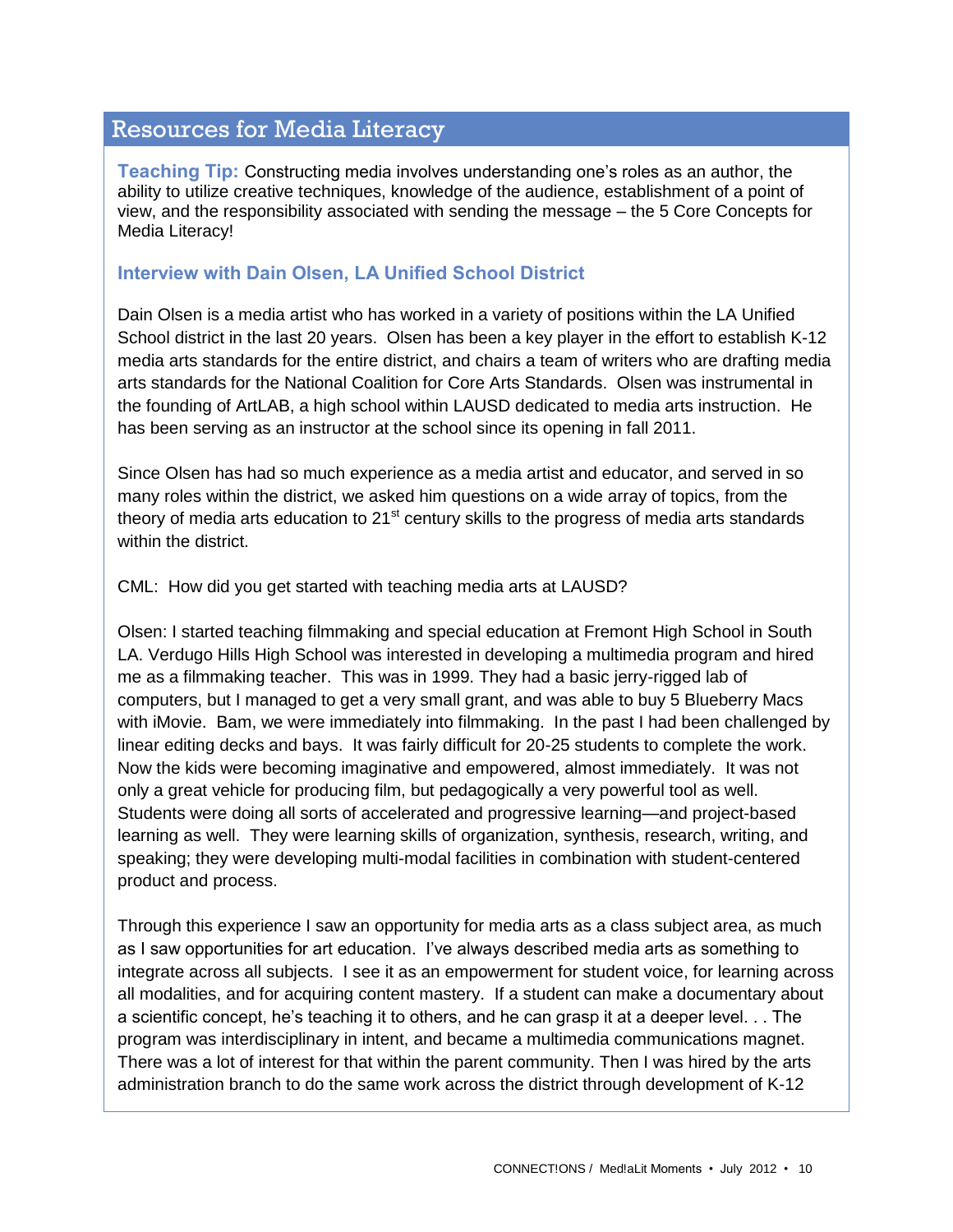## Resources for Media Literacy

**Teaching Tip:** Constructing media involves understanding one's roles as an author, the ability to utilize creative techniques, knowledge of the audience, establishment of a point of view, and the responsibility associated with sending the message – the 5 Core Concepts for Media Literacy!

### Interview with Dain Olsen, LA Unified School District

Dain Olsen is a media artist who has worked in a variety of positions within the LA Unified School district in the last 20 years. Olsen has been a key player in the effort to establish K-12 media arts standards for the entire district, and chairs a team of writers who are drafting media arts standards for the National Coalition for Core Arts Standards. Olsen was instrumental in the founding of ArtLAB, a high school within LAUSD dedicated to media arts instruction. He has been serving as an instructor at the school since its opening in fall 2011.

Since Olsen has had so much experience as a media artist and educator, and served in so many roles within the district, we asked him questions on a wide array of topics, from the theory of media arts education to 21st century skills to the progress of media arts standards within the district.

CML: How did you get started with teaching media arts at LAUSD?

Olsen: I started teaching filmmaking and special education at Fremont High School in South LA. Verdugo Hills High School was interested in developing a multimedia program and hired me as a filmmaking teacher. This was in 1999. They had a basic jerry-rigged lab of computers, but I managed to get a very small grant, and was able to buy 5 Blueberry Macs with iMovie. Bam, we were immediately into filmmaking. In the past I had been challenged by linear editing decks and bays. It was fairly difficult for 20-25 students to complete the work. Now the kids were becoming imaginative and empowered, almost immediately. It was not only a great vehicle for producing film, but pedagogically a very powerful tool as well. Students were doing all sorts of accelerated and progressive learning—and project-based learning as well. They were learning skills of organization, synthesis, research, writing, and speaking; they were developing multi-modal facilities in combination with student-centered product and process.

Through this experience I saw an opportunity for media arts as a class subject area, as much as I saw opportunities for art education. I've always described media arts as something to integrate across all subjects. I see it as an empowerment for student voice, for learning across all modalities, and for acquiring content mastery. If a student can make a documentary about a scientific concept, he's teaching it to others, and he can grasp it at a deeper level. . . The program was interdisciplinary in intent, and became a multimedia communications magnet. There was a lot of interest for that within the parent community. Then I was hired by the arts administration branch to do the same work across the district through development of K-12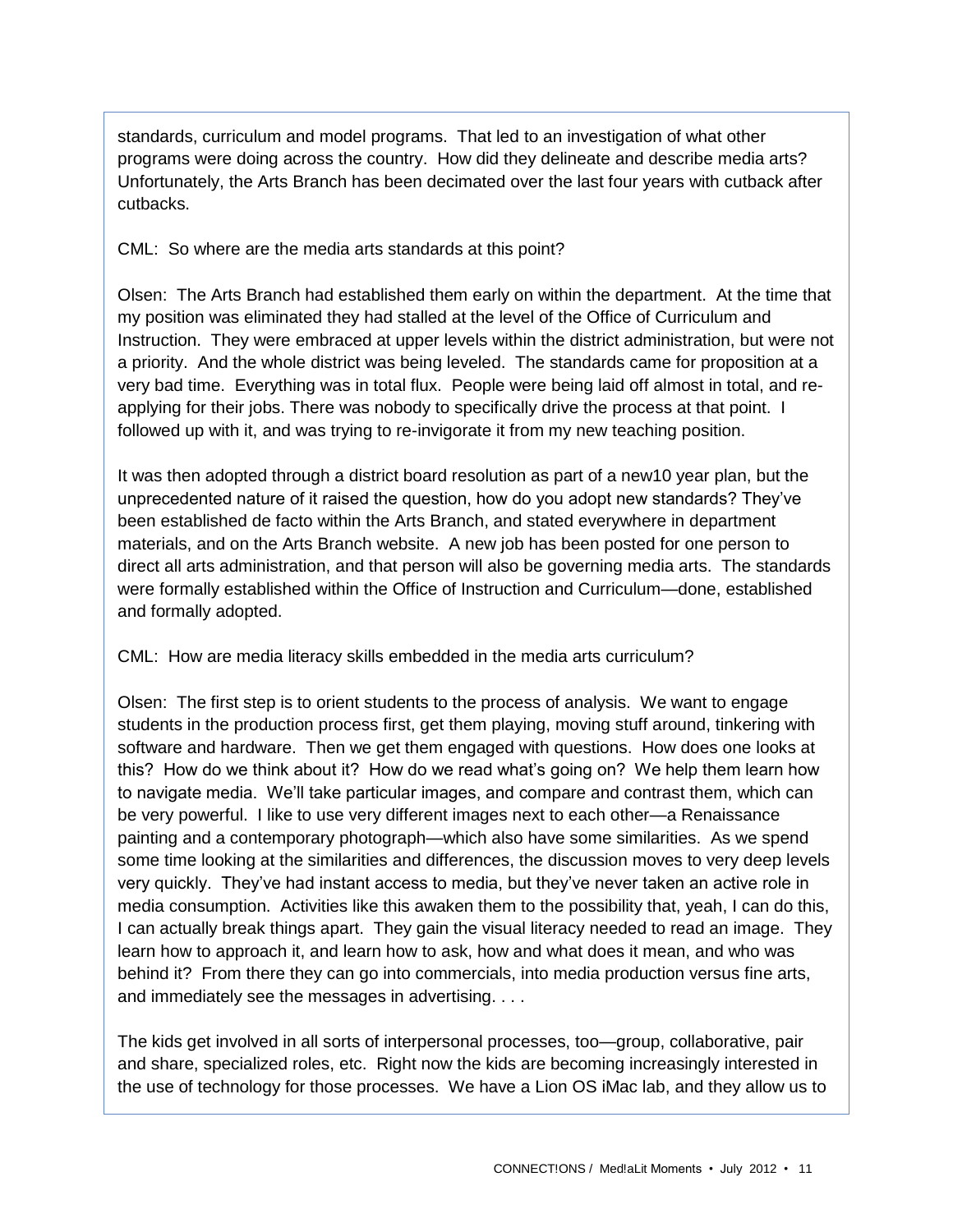standards, curriculum and model programs. That led to an investigation of what other programs were doing across the country. How did they delineate and describe media arts? Unfortunately, the Arts Branch has been decimated over the last four years with cutback after cutbacks.

CML: So where are the media arts standards at this point?

Olsen: The Arts Branch had established them early on within the department. At the time that my position was eliminated they had stalled at the level of the Office of Curriculum and Instruction. They were embraced at upper levels within the district administration, but were not a priority. And the whole district was being leveled. The standards came for proposition at a very bad time. Everything was in total flux. People were being laid off almost in total, and re-applying for their jobs. There was nobody to specifically drive the process at that point. I followed up with it, and was trying to re-invigorate it from my new teaching position.

It was then adopted through a district board resolution as part of a new10 year plan, but the unprecedented nature of it raised the question, how do you adopt new standards? They've been established de facto within the Arts Branch, and stated everywhere in department materials, and on the Arts Branch website. A new job has been posted for one person to direct all arts administration, and that person will also be governing media arts. The standards were formally established within the Office of Instruction and Curriculum—done, established and formally adopted.

CML: How are media literacy skills embedded in the media arts curriculum?

Olsen: The first step is to orient students to the process of analysis. We want to engage students in the production process first, get them playing, moving stuff around, tinkering with software and hardware. Then we get them engaged with questions. How does one looks at this? How do we think about it? How do we read what's going on? We help them learn how to navigate media. We'll take particular images, and compare and contrast them, which can be very powerful. I like to use very different images next to each other—a Renaissance painting and a contemporary photograph—which also have some similarities. As we spend some time looking at the similarities and differences, the discussion moves to very deep levels very quickly. They've had instant access to media, but they've never taken an active role in media consumption. Activities like this awaken them to the possibility that, yeah, I can do this, I can actually break things apart. They gain the visual literacy needed to read an image. They learn how to approach it, and learn how to ask, how and what does it mean, and who was behind it? From there they can go into commercials, into media production versus fine arts, and immediately see the messages in advertising. . . .

The kids get involved in all sorts of interpersonal processes, too—group, collaborative, pair and share, specialized roles, etc. Right now the kids are becoming increasingly interested in the use of technology for those processes. We have a Lion OS iMac lab, and they allow us to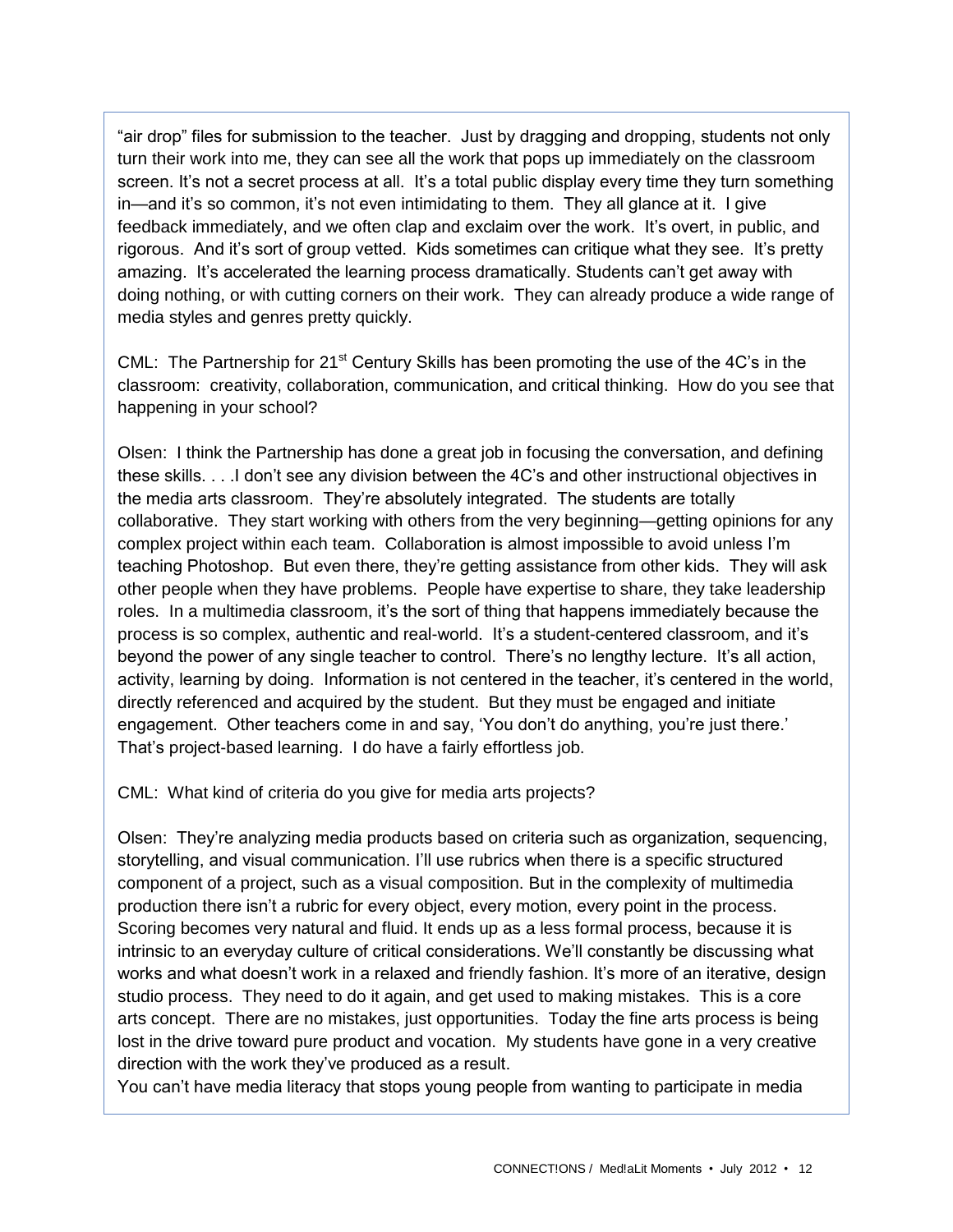"air drop" files for submission to the teacher. Just by dragging and dropping, students not only turn their work into me, they can see all the work that pops up immediately on the classroom screen. It's not a secret process at all. It's a total public display every time they turn something in—and it's so common, it's not even intimidating to them. They all glance at it. I give feedback immediately, and we often clap and exclaim over the work. It's overt, in public, and rigorous. And it's sort of group vetted. Kids sometimes can critique what they see. It's pretty amazing. It's accelerated the learning process dramatically. Students can't get away with doing nothing, or with cutting corners on their work. They can already produce a wide range of media styles and genres pretty quickly.

CML: The Partnership for 21st Century Skills has been promoting the use of the 4C's in the classroom: creativity, collaboration, communication, and critical thinking. How do you see that happening in your school?

Olsen: I think the Partnership has done a great job in focusing the conversation, and defining these skills. . . .I don't see any division between the 4C's and other instructional objectives in the media arts classroom. They're absolutely integrated. The students are totally collaborative. They start working with others from the very beginning—getting opinions for any complex project within each team. Collaboration is almost impossible to avoid unless I'm teaching Photoshop. But even there, they're getting assistance from other kids. They will ask other people when they have problems. People have expertise to share, they take leadership roles. In a multimedia classroom, it's the sort of thing that happens immediately because the process is so complex, authentic and real-world. It's a student-centered classroom, and it's beyond the power of any single teacher to control. There's no lengthy lecture. It's all action, activity, learning by doing. Information is not centered in the teacher, it's centered in the world, directly referenced and acquired by the student. But they must be engaged and initiate engagement. Other teachers come in and say, 'You don't do anything, you're just there.' That's project-based learning. I do have a fairly effortless job.

CML: What kind of criteria do you give for media arts projects?

Olsen: They're analyzing media products based on criteria such as organization, sequencing, storytelling, and visual communication. I'll use rubrics when there is a specific structured component of a project, such as a visual composition. But in the complexity of multimedia production there isn't a rubric for every object, every motion, every point in the process. Scoring becomes very natural and fluid. It ends up as a less formal process, because it is intrinsic to an everyday culture of critical considerations. We'll constantly be discussing what works and what doesn't work in a relaxed and friendly fashion. It's more of an iterative, design studio process. They need to do it again, and get used to making mistakes. This is a core arts concept. There are no mistakes, just opportunities. Today the fine arts process is being lost in the drive toward pure product and vocation. My students have gone in a very creative direction with the work they've produced as a result.

You can't have media literacy that stops young people from wanting to participate in media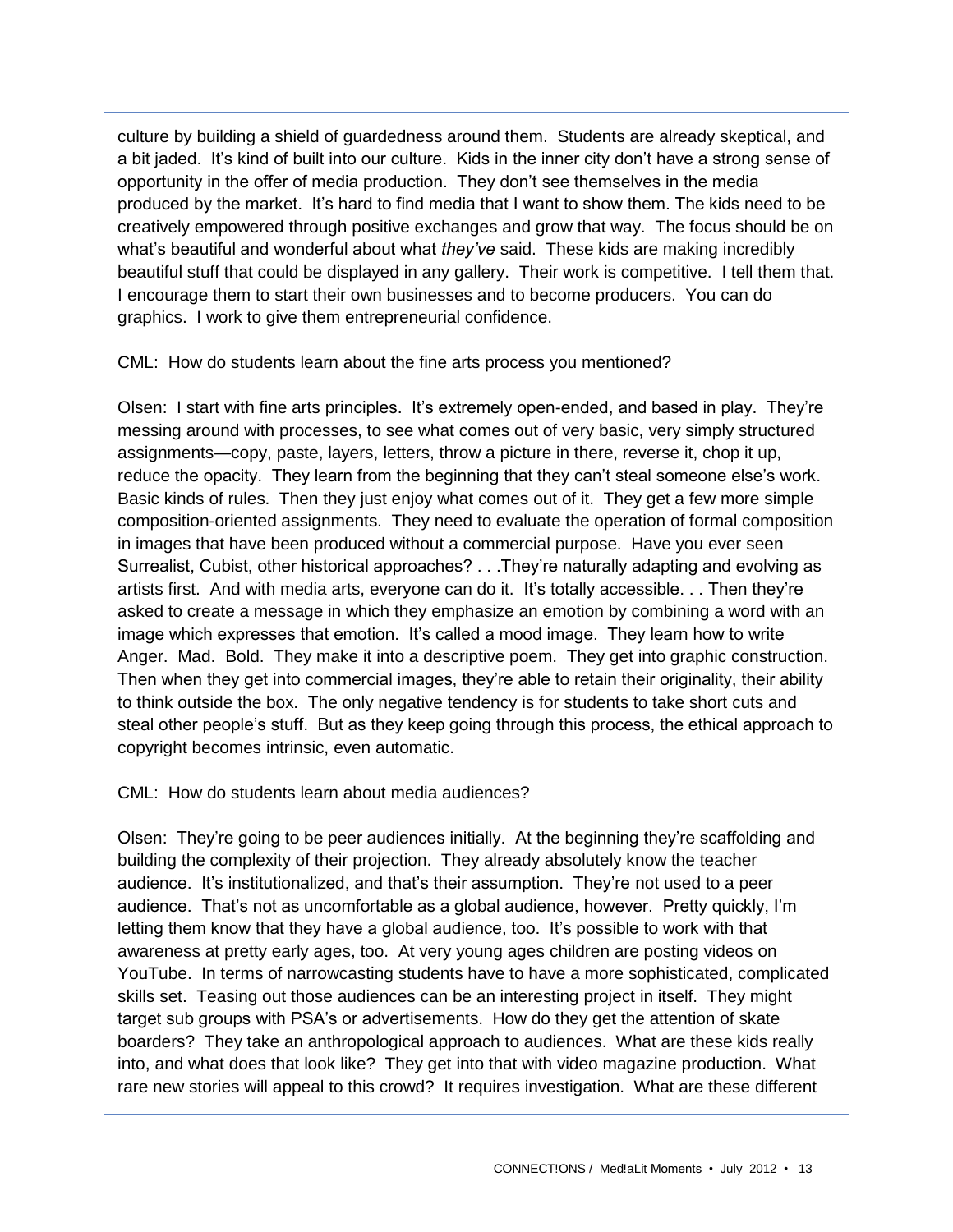culture by building a shield of guardedness around them. Students are already skeptical, and a bit jaded. It's kind of built into our culture. Kids in the inner city don't have a strong sense of opportunity in the offer of media production. They don't see themselves in the media produced by the market. It's hard to find media that I want to show them. The kids need to be creatively empowered through positive exchanges and grow that way. The focus should be on what's beautiful and wonderful about what *they've* said. These kids are making incredibly beautiful stuff that could be displayed in any gallery. Their work is competitive. I tell them that. I encourage them to start their own businesses and to become producers. You can do graphics. I work to give them entrepreneurial confidence.

CML: How do students learn about the fine arts process you mentioned?

Olsen: I start with fine arts principles. It's extremely open-ended, and based in play. They're messing around with processes, to see what comes out of very basic, very simply structured assignments—copy, paste, layers, letters, throw a picture in there, reverse it, chop it up, reduce the opacity. They learn from the beginning that they can't steal someone else's work. Basic kinds of rules. Then they just enjoy what comes out of it. They get a few more simple composition-oriented assignments. They need to evaluate the operation of formal composition in images that have been produced without a commercial purpose. Have you ever seen Surrealist, Cubist, other historical approaches? . . .They're naturally adapting and evolving as artists first. And with media arts, everyone can do it. It's totally accessible. . . Then they're asked to create a message in which they emphasize an emotion by combining a word with an image which expresses that emotion. It's called a mood image. They learn how to write Anger. Mad. Bold. They make it into a descriptive poem. They get into graphic construction. Then when they get into commercial images, they're able to retain their originality, their ability to think outside the box. The only negative tendency is for students to take short cuts and steal other people's stuff. But as they keep going through this process, the ethical approach to copyright becomes intrinsic, even automatic.

CML: How do students learn about media audiences?

Olsen: They're going to be peer audiences initially. At the beginning they're scaffolding and building the complexity of their projection. They already absolutely know the teacher audience. It's institutionalized, and that's their assumption. They're not used to a peer audience. That's not as uncomfortable as a global audience, however. Pretty quickly, I'm letting them know that they have a global audience, too. It's possible to work with that awareness at pretty early ages, too. At very young ages children are posting videos on YouTube. In terms of narrowcasting students have to have a more sophisticated, complicated skills set. Teasing out those audiences can be an interesting project in itself. They might target sub groups with PSA's or advertisements. How do they get the attention of skate boarders? They take an anthropological approach to audiences. What are these kids really into, and what does that look like? They get into that with video magazine production. What rare new stories will appeal to this crowd? It requires investigation. What are these different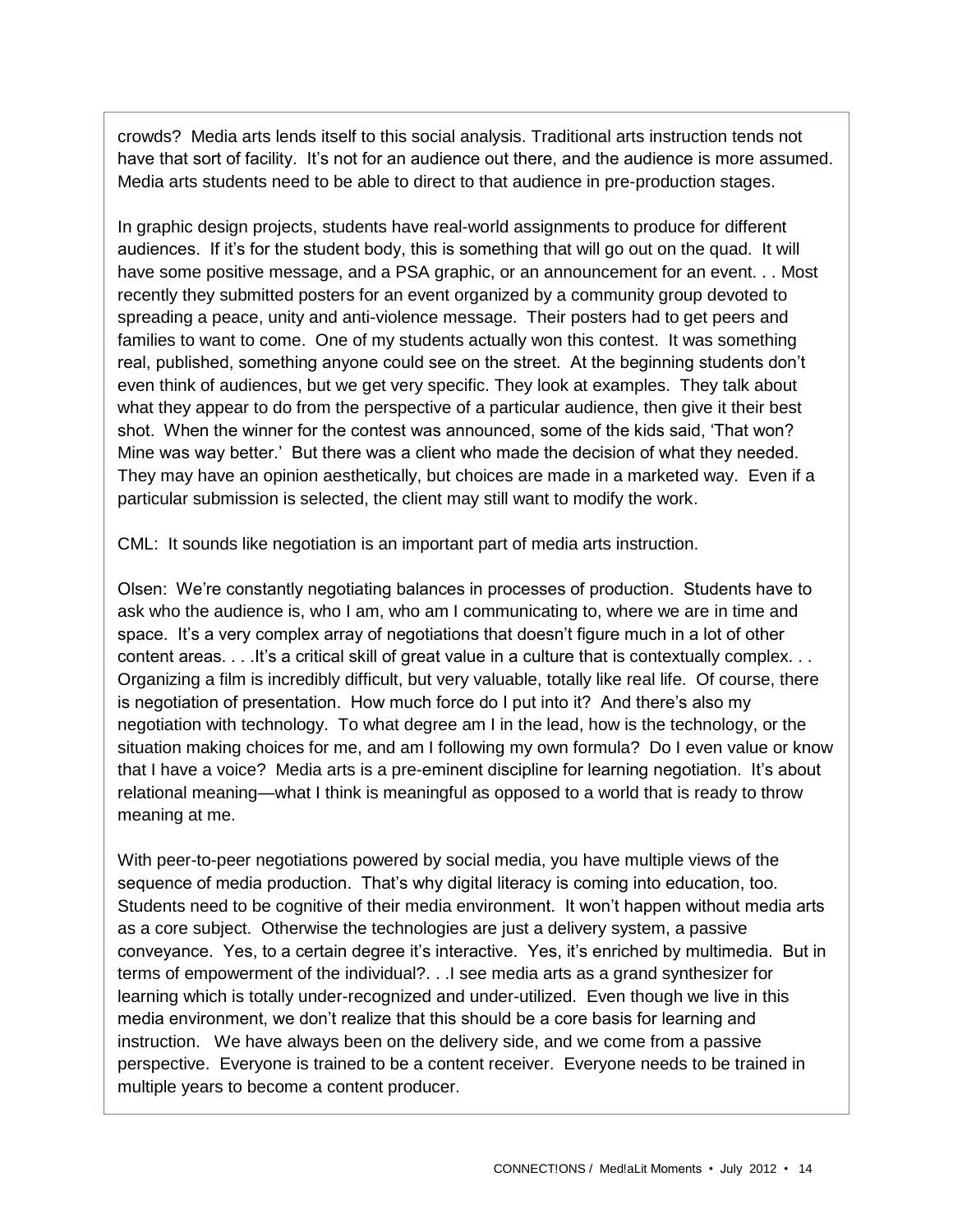crowds? Media arts lends itself to this social analysis. Traditional arts instruction tends not have that sort of facility. It's not for an audience out there, and the audience is more assumed. Media arts students need to be able to direct to that audience in pre-production stages.

In graphic design projects, students have real-world assignments to produce for different audiences. If it's for the student body, this is something that will go out on the quad. It will have some positive message, and a PSA graphic, or an announcement for an event. . . Most recently they submitted posters for an event organized by a community group devoted to spreading a peace, unity and anti-violence message. Their posters had to get peers and families to want to come. One of my students actually won this contest. It was something real, published, something anyone could see on the street. At the beginning students don't even think of audiences, but we get very specific. They look at examples. They talk about what they appear to do from the perspective of a particular audience, then give it their best shot. When the winner for the contest was announced, some of the kids said, 'That won? Mine was way better.' But there was a client who made the decision of what they needed. They may have an opinion aesthetically, but choices are made in a marketed way. Even if a particular submission is selected, the client may still want to modify the work.

CML: It sounds like negotiation is an important part of media arts instruction.

Olsen: We're constantly negotiating balances in processes of production. Students have to ask who the audience is, who I am, who am I communicating to, where we are in time and space. It's a very complex array of negotiations that doesn't figure much in a lot of other content areas. . . .It's a critical skill of great value in a culture that is contextually complex. . . Organizing a film is incredibly difficult, but very valuable, totally like real life. Of course, there is negotiation of presentation. How much force do I put into it? And there's also my negotiation with technology. To what degree am I in the lead, how is the technology, or the situation making choices for me, and am I following my own formula? Do I even value or know that I have a voice? Media arts is a pre-eminent discipline for learning negotiation. It's about relational meaning—what I think is meaningful as opposed to a world that is ready to throw meaning at me.

With peer-to-peer negotiations powered by social media, you have multiple views of the sequence of media production. That's why digital literacy is coming into education, too. Students need to be cognitive of their media environment. It won't happen without media arts as a core subject. Otherwise the technologies are just a delivery system, a passive conveyance. Yes, to a certain degree it's interactive. Yes, it's enriched by multimedia. But in terms of empowerment of the individual?. . .I see media arts as a grand synthesizer for learning which is totally under-recognized and under-utilized. Even though we live in this media environment, we don't realize that this should be a core basis for learning and instruction. We have always been on the delivery side, and we come from a passive perspective. Everyone is trained to be a content receiver. Everyone needs to be trained in multiple years to become a content producer.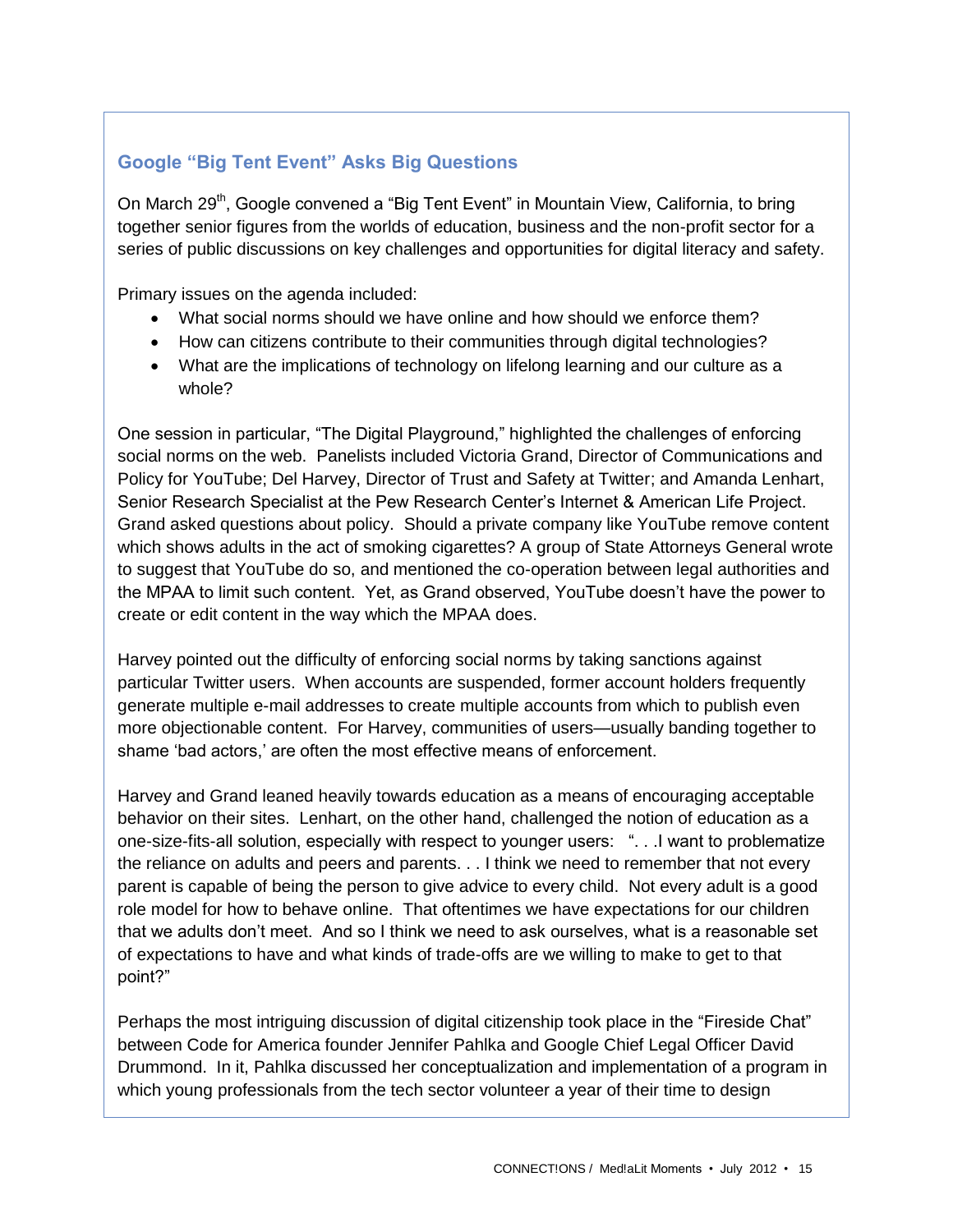## Google "Big Tent Event" Asks Big Questions

On March 29th, Google convened a "Big Tent Event" in Mountain View, California, to bring together senior figures from the worlds of education, business and the non-profit sector for a series of public discussions on key challenges and opportunities for digital literacy and safety.

Primary issues on the agenda included:

- What social norms should we have online and how should we enforce them?
- How can citizens contribute to their communities through digital technologies?
- What are the implications of technology on lifelong learning and our culture as a whole?

One session in particular, "The Digital Playground," highlighted the challenges of enforcing social norms on the web. Panelists included Victoria Grand, Director of Communications and Policy for YouTube; Del Harvey, Director of Trust and Safety at Twitter; and Amanda Lenhart, Senior Research Specialist at the Pew Research Center's Internet & American Life Project. Grand asked questions about policy. Should a private company like YouTube remove content which shows adults in the act of smoking cigarettes? A group of State Attorneys General wrote to suggest that YouTube do so, and mentioned the co-operation between legal authorities and the MPAA to limit such content. Yet, as Grand observed, YouTube doesn't have the power to create or edit content in the way which the MPAA does.

Harvey pointed out the difficulty of enforcing social norms by taking sanctions against particular Twitter users. When accounts are suspended, former account holders frequently generate multiple e-mail addresses to create multiple accounts from which to publish even more objectionable content. For Harvey, communities of users—usually banding together to shame 'bad actors,' are often the most effective means of enforcement.

Harvey and Grand leaned heavily towards education as a means of encouraging acceptable behavior on their sites. Lenhart, on the other hand, challenged the notion of education as a one-size-fits-all solution, especially with respect to younger users: ". . .I want to problematize the reliance on adults and peers and parents. . . I think we need to remember that not every parent is capable of being the person to give advice to every child. Not every adult is a good role model for how to behave online. That oftentimes we have expectations for our children that we adults don't meet. And so I think we need to ask ourselves, what is a reasonable set of expectations to have and what kinds of trade-offs are we willing to make to get to that point?"

Perhaps the most intriguing discussion of digital citizenship took place in the "Fireside Chat" between Code for America founder Jennifer Pahlka and Google Chief Legal Officer David Drummond. In it, Pahlka discussed her conceptualization and implementation of a program in which young professionals from the tech sector volunteer a year of their time to design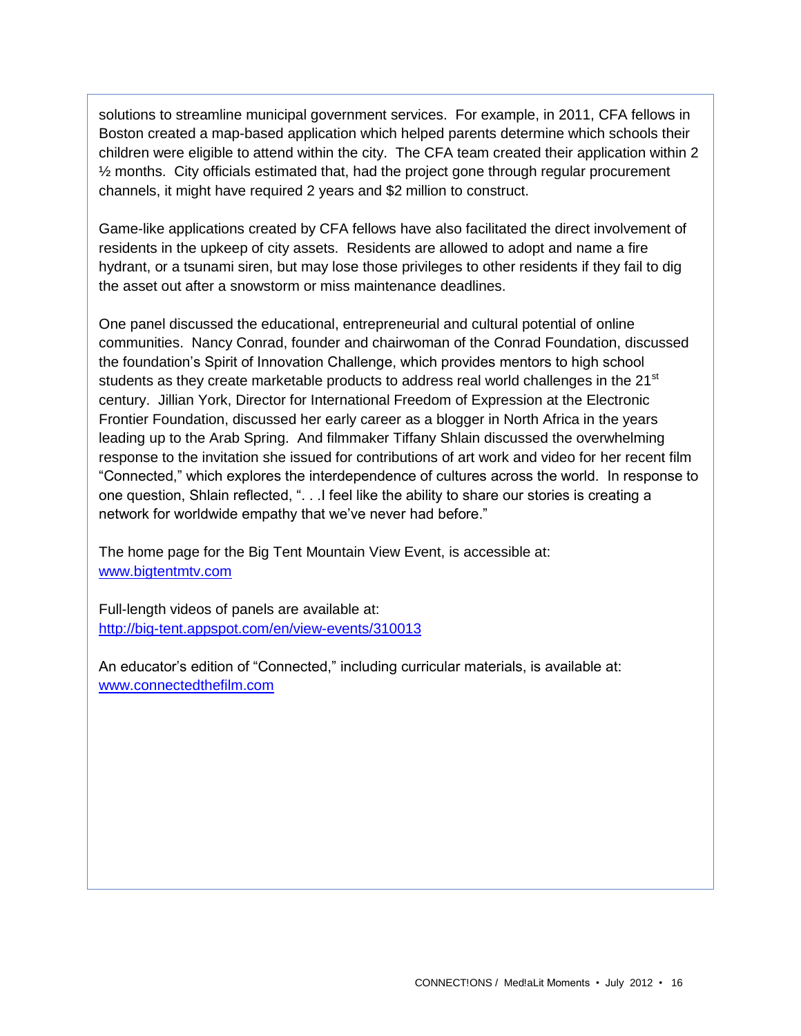solutions to streamline municipal government services. For example, in 2011, CFA fellows in Boston created a map-based application which helped parents determine which schools their children were eligible to attend within the city. The CFA team created their application within 2 ½ months. City officials estimated that, had the project gone through regular procurement channels, it might have required 2 years and $2 million to construct.

Game-like applications created by CFA fellows have also facilitated the direct involvement of residents in the upkeep of city assets. Residents are allowed to adopt and name a fire hydrant, or a tsunami siren, but may lose those privileges to other residents if they fail to dig the asset out after a snowstorm or miss maintenance deadlines.

One panel discussed the educational, entrepreneurial and cultural potential of online communities. Nancy Conrad, founder and chairwoman of the Conrad Foundation, discussed the foundation's Spirit of Innovation Challenge, which provides mentors to high school students as they create marketable products to address real world challenges in the 21st century. Jillian York, Director for International Freedom of Expression at the Electronic Frontier Foundation, discussed her early career as a blogger in North Africa in the years leading up to the Arab Spring. And filmmaker Tiffany Shlain discussed the overwhelming response to the invitation she issued for contributions of art work and video for her recent film "Connected," which explores the interdependence of cultures across the world. In response to one question, Shlain reflected, ". . .I feel like the ability to share our stories is creating a network for worldwide empathy that we've never had before."

The home page for the Big Tent Mountain View Event, is accessible at: www.bigtentmtv.com

Full-length videos of panels are available at: http://big-tent.appspot.com/en/view-events/310013

An educator's edition of "Connected," including curricular materials, is available at: www.connectedthefilm.com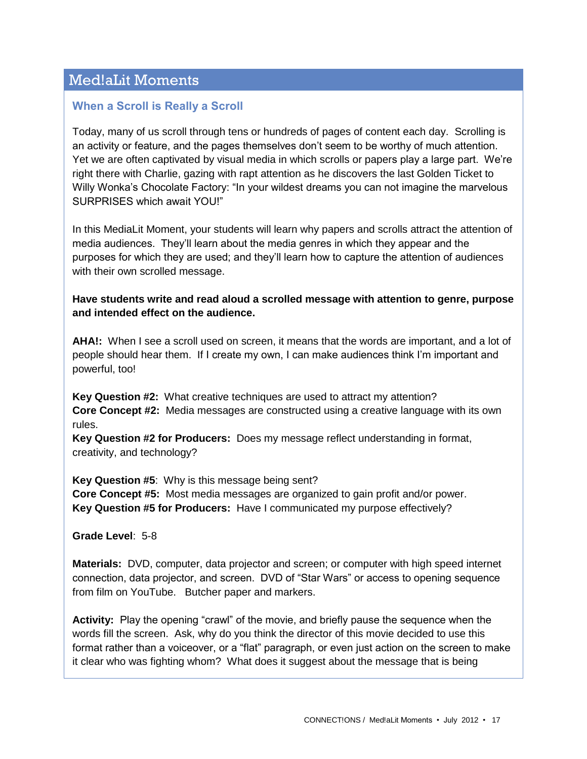## Med!aLit Moments

### When a Scroll is Really a Scroll

Today, many of us scroll through tens or hundreds of pages of content each day. Scrolling is an activity or feature, and the pages themselves don't seem to be worthy of much attention. Yet we are often captivated by visual media in which scrolls or papers play a large part. We're right there with Charlie, gazing with rapt attention as he discovers the last Golden Ticket to Willy Wonka's Chocolate Factory: "In your wildest dreams you can not imagine the marvelous SURPRISES which await YOU!"

In this MediaLit Moment, your students will learn why papers and scrolls attract the attention of media audiences. They'll learn about the media genres in which they appear and the purposes for which they are used; and they'll learn how to capture the attention of audiences with their own scrolled message.

**Have students write and read aloud a scrolled message with attention to genre, purpose and intended effect on the audience.**

**AHA!:** When I see a scroll used on screen, it means that the words are important, and a lot of people should hear them. If I create my own, I can make audiences think I'm important and powerful, too!

**Key Question #2:** What creative techniques are used to attract my attention?
**Core Concept #2:** Media messages are constructed using a creative language with its own rules.
**Key Question #2 for Producers:** Does my message reflect understanding in format, creativity, and technology?

**Key Question #5**: Why is this message being sent?
**Core Concept #5:** Most media messages are organized to gain profit and/or power.
**Key Question #5 for Producers:** Have I communicated my purpose effectively?

**Grade Level**: 5-8

**Materials:** DVD, computer, data projector and screen; or computer with high speed internet connection, data projector, and screen. DVD of "Star Wars" or access to opening sequence from film on YouTube. Butcher paper and markers.

**Activity:** Play the opening "crawl" of the movie, and briefly pause the sequence when the words fill the screen. Ask, why do you think the director of this movie decided to use this format rather than a voiceover, or a "flat" paragraph, or even just action on the screen to make it clear who was fighting whom? What does it suggest about the message that is being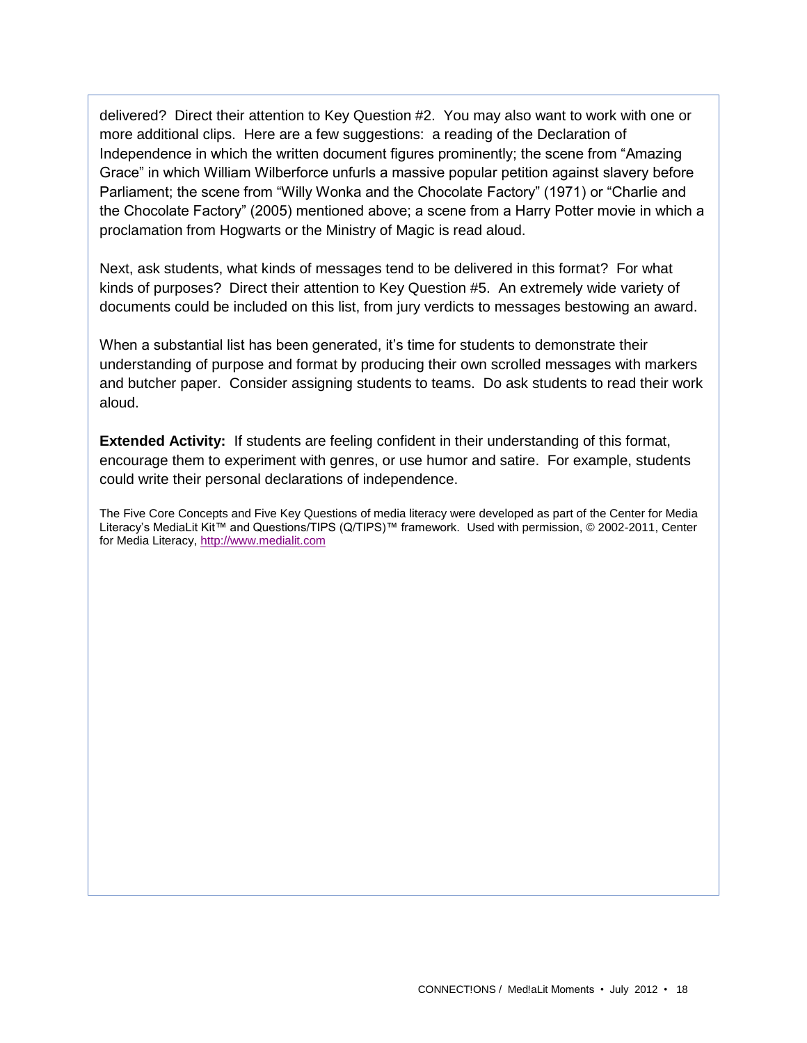delivered? Direct their attention to Key Question #2. You may also want to work with one or more additional clips. Here are a few suggestions: a reading of the Declaration of Independence in which the written document figures prominently; the scene from "Amazing Grace" in which William Wilberforce unfurls a massive popular petition against slavery before Parliament; the scene from "Willy Wonka and the Chocolate Factory" (1971) or "Charlie and the Chocolate Factory" (2005) mentioned above; a scene from a Harry Potter movie in which a proclamation from Hogwarts or the Ministry of Magic is read aloud.

Next, ask students, what kinds of messages tend to be delivered in this format? For what kinds of purposes? Direct their attention to Key Question #5. An extremely wide variety of documents could be included on this list, from jury verdicts to messages bestowing an award.

When a substantial list has been generated, it's time for students to demonstrate their understanding of purpose and format by producing their own scrolled messages with markers and butcher paper. Consider assigning students to teams. Do ask students to read their work aloud.

**Extended Activity:** If students are feeling confident in their understanding of this format, encourage them to experiment with genres, or use humor and satire. For example, students could write their personal declarations of independence.

The Five Core Concepts and Five Key Questions of media literacy were developed as part of the Center for Media Literacy's MediaLit Kit™ and Questions/TIPS (Q/TIPS)™ framework. Used with permission, © 2002-2011, Center for Media Literacy, http://www.medialit.com